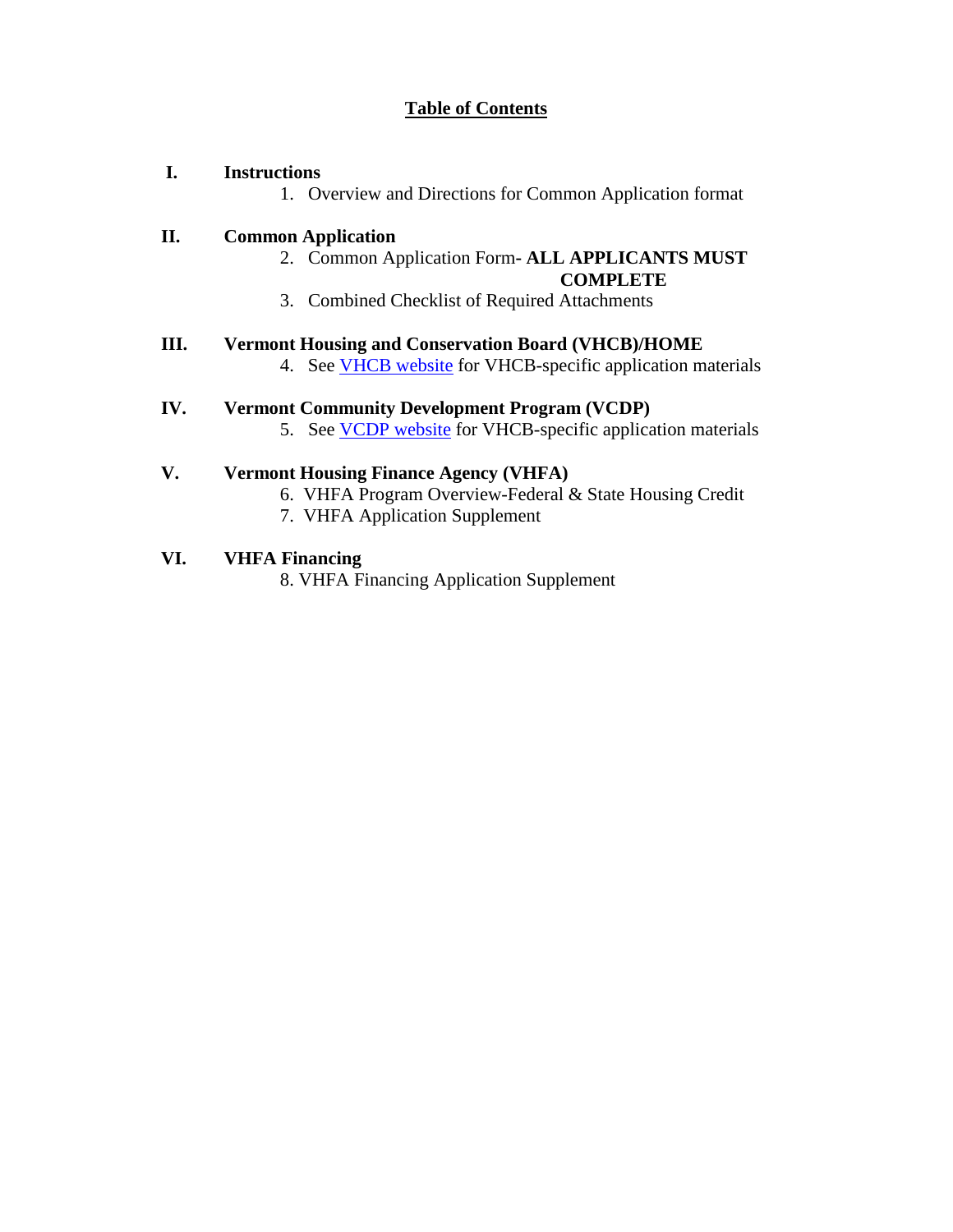# Table of Contents

**I. Instructions**

1. Overview and Directions for Common Application format

**II. Common Application**

2. Common Application Form- **ALL APPLICANTS MUST COMPLETE**
3. Combined Checklist of Required Attachments

**III. Vermont Housing and Conservation Board (VHCB)/HOME**

4. See VHCB website for VHCB-specific application materials

**IV. Vermont Community Development Program (VCDP)**

5. See VCDP website for VHCB-specific application materials

**V. Vermont Housing Finance Agency (VHFA)**

6. VHFA Program Overview-Federal & State Housing Credit
7. VHFA Application Supplement

**VI. VHFA Financing**

8. VHFA Financing Application Supplement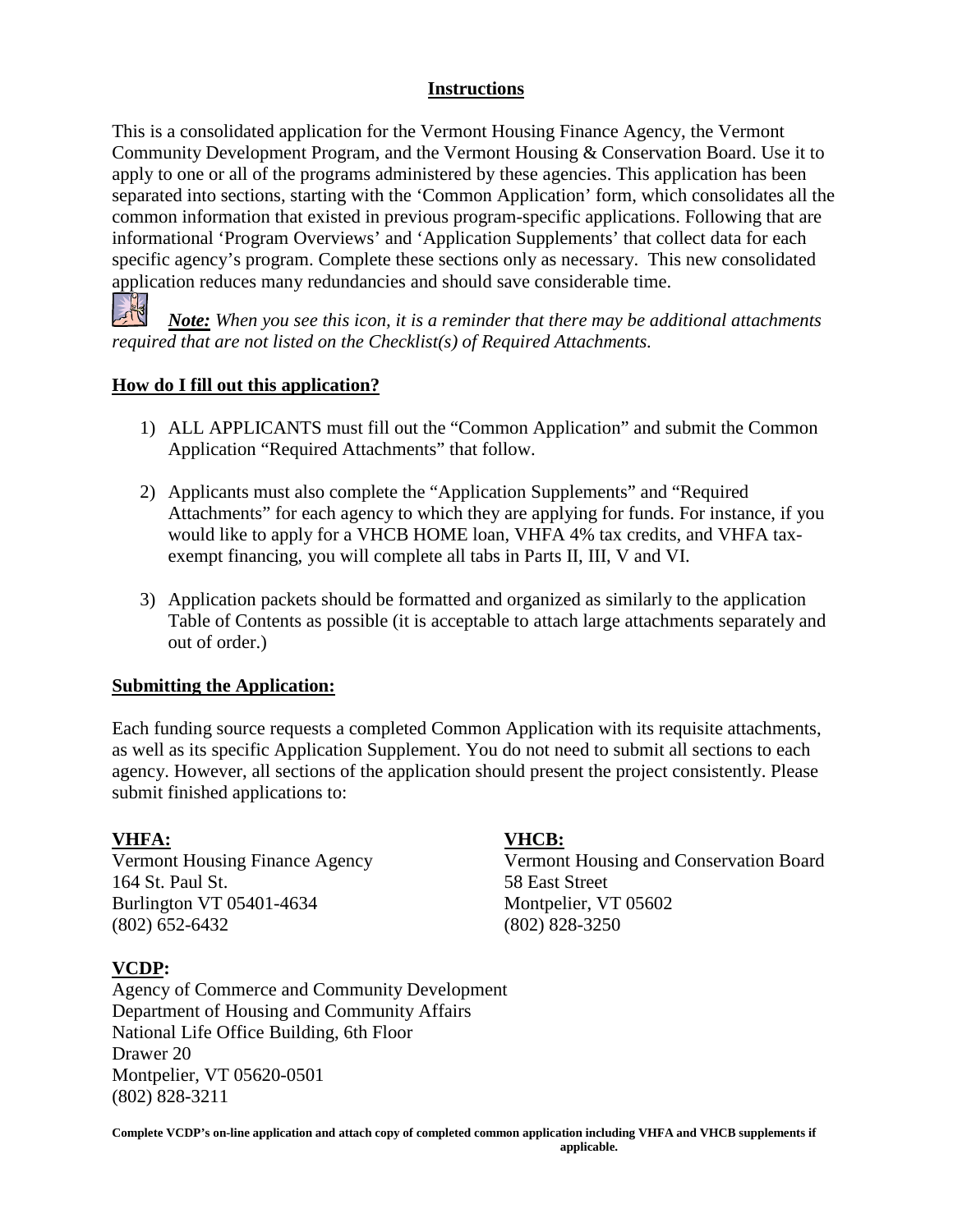## Instructions

This is a consolidated application for the Vermont Housing Finance Agency, the Vermont Community Development Program, and the Vermont Housing & Conservation Board. Use it to apply to one or all of the programs administered by these agencies. This application has been separated into sections, starting with the 'Common Application' form, which consolidates all the common information that existed in previous program-specific applications. Following that are informational 'Program Overviews' and 'Application Supplements' that collect data for each specific agency's program. Complete these sections only as necessary. This new consolidated application reduces many redundancies and should save considerable time.

***Note:*** *When you see this icon, it is a reminder that there may be additional attachments required that are not listed on the Checklist(s) of Required Attachments.*

### How do I fill out this application?

1) ALL APPLICANTS must fill out the "Common Application" and submit the Common Application "Required Attachments" that follow.

2) Applicants must also complete the "Application Supplements" and "Required Attachments" for each agency to which they are applying for funds. For instance, if you would like to apply for a VHCB HOME loan, VHFA 4% tax credits, and VHFA tax-exempt financing, you will complete all tabs in Parts II, III, V and VI.

3) Application packets should be formatted and organized as similarly to the application Table of Contents as possible (it is acceptable to attach large attachments separately and out of order.)

### Submitting the Application:

Each funding source requests a completed Common Application with its requisite attachments, as well as its specific Application Supplement. You do not need to submit all sections to each agency. However, all sections of the application should present the project consistently. Please submit finished applications to:

**VHFA:**
Vermont Housing Finance Agency
164 St. Paul St.
Burlington VT 05401-4634
(802) 652-6432

**VHCB:**
Vermont Housing and Conservation Board
58 East Street
Montpelier, VT 05602
(802) 828-3250

**VCDP:**
Agency of Commerce and Community Development
Department of Housing and Community Affairs
National Life Office Building, 6th Floor
Drawer 20
Montpelier, VT 05620-0501
(802) 828-3211

**Complete VCDP's on-line application and attach copy of completed common application including VHFA and VHCB supplements if applicable.**